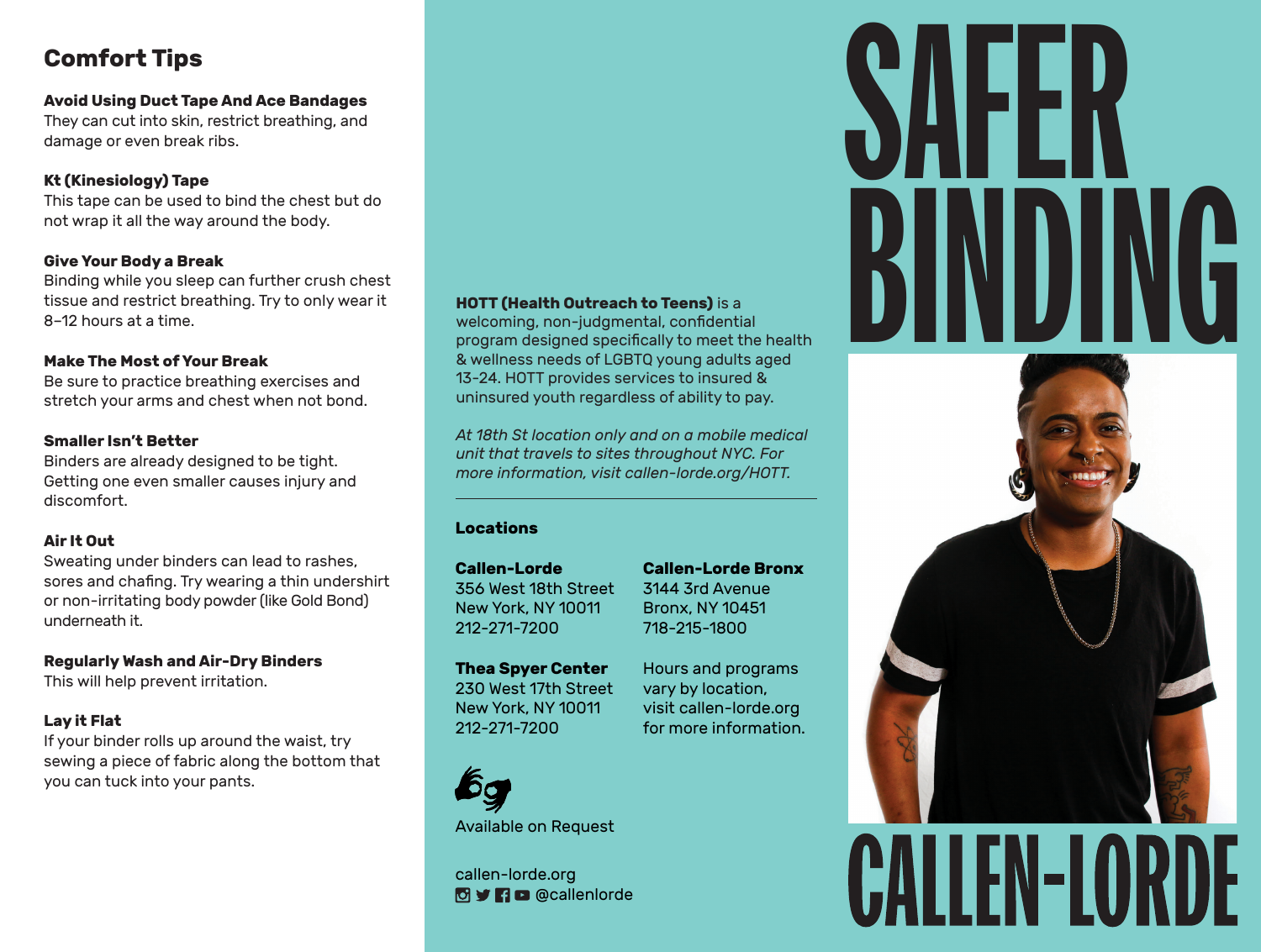## Comfort Tips

**Avoid Using Duct Tape And Ace Bandages**
They can cut into skin, restrict breathing, and damage or even break ribs.

**Kt (Kinesiology) Tape**
This tape can be used to bind the chest but do not wrap it all the way around the body.

**Give Your Body a Break**
Binding while you sleep can further crush chest tissue and restrict breathing. Try to only wear it 8–12 hours at a time.

**Make The Most of Your Break**
Be sure to practice breathing exercises and stretch your arms and chest when not bond.

**Smaller Isn't Better**
Binders are already designed to be tight. Getting one even smaller causes injury and discomfort.

**Air It Out**
Sweating under binders can lead to rashes, sores and chafing. Try wearing a thin undershirt or non-irritating body powder (like Gold Bond) underneath it.

**Regularly Wash and Air-Dry Binders**
This will help prevent irritation.

**Lay it Flat**
If your binder rolls up around the waist, try sewing a piece of fabric along the bottom that you can tuck into your pants.

**HOTT (Health Outreach to Teens)** is a welcoming, non-judgmental, confidential program designed specifically to meet the health & wellness needs of LGBTQ young adults aged 13-24. HOTT provides services to insured & uninsured youth regardless of ability to pay.

*At 18th St location only and on a mobile medical unit that travels to sites throughout NYC. For more information, visit callen-lorde.org/HOTT.*

---

### Locations

**Callen-Lorde**
356 West 18th Street
New York, NY 10011
212-271-7200

**Callen-Lorde Bronx**
3144 3rd Avenue
Bronx, NY 10451
718-215-1800

**Thea Spyer Center**
230 West 17th Street
New York, NY 10011
212-271-7200

Hours and programs vary by location, visit callen-lorde.org for more information.

Available on Request

callen-lorde.org
@callenlorde

# SAFER BINDING

# CALLEN-LORDE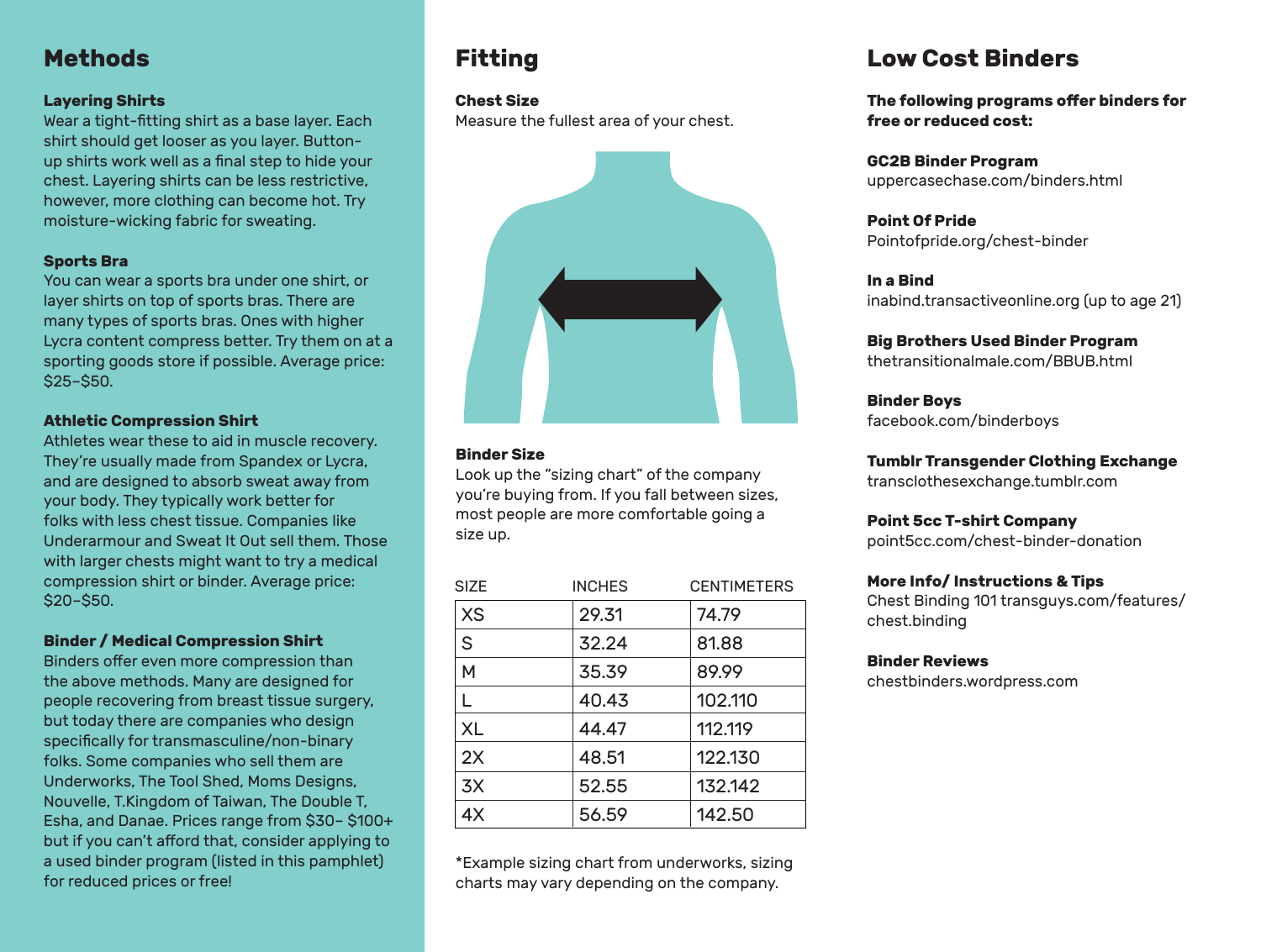## Methods

**Layering Shirts**
Wear a tight-fitting shirt as a base layer. Each shirt should get looser as you layer. Button-up shirts work well as a final step to hide your chest. Layering shirts can be less restrictive, however, more clothing can become hot. Try moisture-wicking fabric for sweating.

**Sports Bra**
You can wear a sports bra under one shirt, or layer shirts on top of sports bras. There are many types of sports bras. Ones with higher Lycra content compress better. Try them on at a sporting goods store if possible. Average price: $25–$50.

**Athletic Compression Shirt**
Athletes wear these to aid in muscle recovery. They're usually made from Spandex or Lycra, and are designed to absorb sweat away from your body. They typically work better for folks with less chest tissue. Companies like Underarmour and Sweat It Out sell them. Those with larger chests might want to try a medical compression shirt or binder. Average price: $20–$50.

**Binder / Medical Compression Shirt**
Binders offer even more compression than the above methods. Many are designed for people recovering from breast tissue surgery, but today there are companies who design specifically for transmasculine/non-binary folks. Some companies who sell them are Underworks, The Tool Shed, Moms Designs, Nouvelle, T.Kingdom of Taiwan, The Double T, Esha, and Danae. Prices range from $30– $100+ but if you can't afford that, consider applying to a used binder program (listed in this pamphlet) for reduced prices or free!

## Fitting

**Chest Size**
Measure the fullest area of your chest.

**Binder Size**
Look up the "sizing chart" of the company you're buying from. If you fall between sizes, most people are more comfortable going a size up.

| SIZE | INCHES | CENTIMETERS |
|---|---|---|
| XS | 29.31 | 74.79 |
| S | 32.24 | 81.88 |
| M | 35.39 | 89.99 |
| L | 40.43 | 102.110 |
| XL | 44.47 | 112.119 |
| 2X | 48.51 | 122.130 |
| 3X | 52.55 | 132.142 |
| 4X | 56.59 | 142.50 |

*Example sizing chart from underworks, sizing charts may vary depending on the company.

## Low Cost Binders

**The following programs offer binders for free or reduced cost:**

**GC2B Binder Program**
uppercasechase.com/binders.html

**Point Of Pride**
Pointofpride.org/chest-binder

**In a Bind**
inabind.transactiveonline.org (up to age 21)

**Big Brothers Used Binder Program**
thetransitionalmale.com/BBUB.html

**Binder Boys**
facebook.com/binderboys

**Tumblr Transgender Clothing Exchange**
transclothesexchange.tumblr.com

**Point 5cc T-shirt Company**
point5cc.com/chest-binder-donation

**More Info/ Instructions & Tips**
Chest Binding 101 transguys.com/features/chest.binding

**Binder Reviews**
chestbinders.wordpress.com